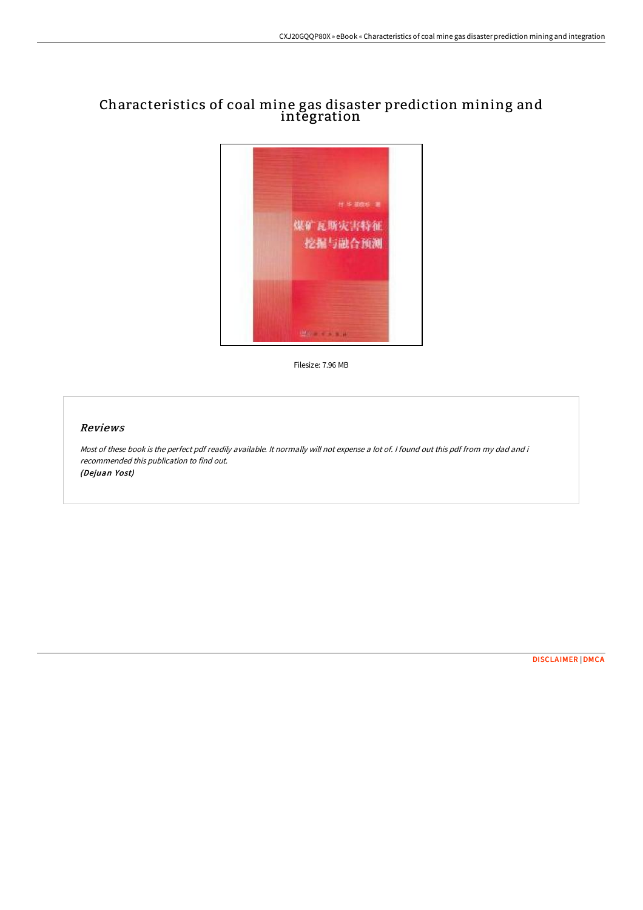# Characteristics of coal mine gas disaster prediction mining and integration

Filesize: 7.96 MB

## *Reviews*

*Most of these book is the perfect pdf readily available. It normally will not expense a lot of. I found out this pdf from my dad and i recommended this publication to find out.*
***(Dejuan Yost)***

DISCLAIMER | DMCA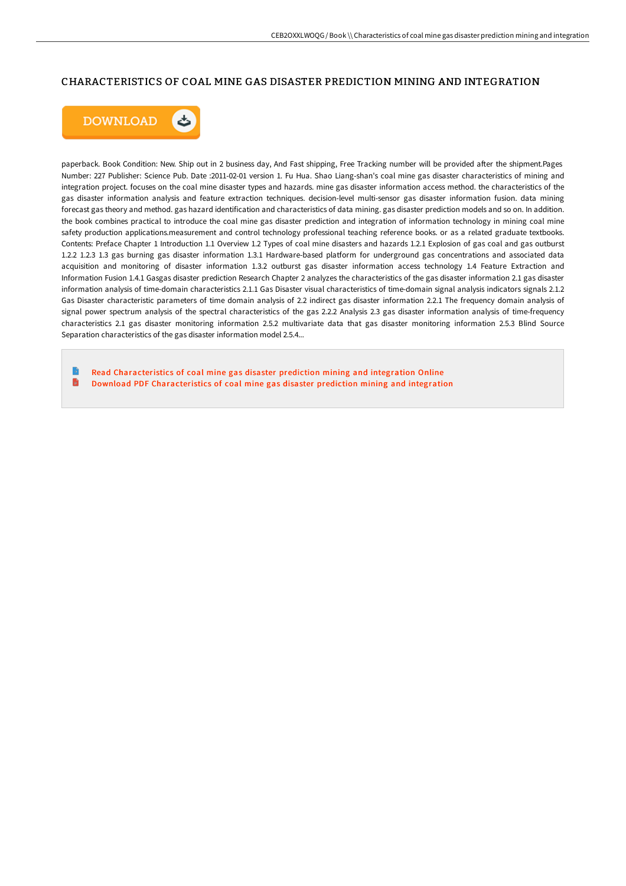# CHARACTERISTICS OF COAL MINE GAS DISASTER PREDICTION MINING AND INTEGRATION

DOWNLOAD

paperback. Book Condition: New. Ship out in 2 business day, And Fast shipping, Free Tracking number will be provided after the shipment.Pages Number: 227 Publisher: Science Pub. Date :2011-02-01 version 1. Fu Hua. Shao Liang-shan's coal mine gas disaster characteristics of mining and integration project. focuses on the coal mine disaster types and hazards. mine gas disaster information access method. the characteristics of the gas disaster information analysis and feature extraction techniques. decision-level multi-sensor gas disaster information fusion. data mining forecast gas theory and method. gas hazard identification and characteristics of data mining. gas disaster prediction models and so on. In addition. the book combines practical to introduce the coal mine gas disaster prediction and integration of information technology in mining coal mine safety production applications.measurement and control technology professional teaching reference books. or as a related graduate textbooks. Contents: Preface Chapter 1 Introduction 1.1 Overview 1.2 Types of coal mine disasters and hazards 1.2.1 Explosion of gas coal and gas outburst 1.2.2 1.2.3 1.3 gas burning gas disaster information 1.3.1 Hardware-based platform for underground gas concentrations and associated data acquisition and monitoring of disaster information 1.3.2 outburst gas disaster information access technology 1.4 Feature Extraction and Information Fusion 1.4.1 Gasgas disaster prediction Research Chapter 2 analyzes the characteristics of the gas disaster information 2.1 gas disaster information analysis of time-domain characteristics 2.1.1 Gas Disaster visual characteristics of time-domain signal analysis indicators signals 2.1.2 Gas Disaster characteristic parameters of time domain analysis of 2.2 indirect gas disaster information 2.2.1 The frequency domain analysis of signal power spectrum analysis of the spectral characteristics of the gas 2.2.2 Analysis 2.3 gas disaster information analysis of time-frequency characteristics 2.1 gas disaster monitoring information 2.5.2 multivariate data that gas disaster monitoring information 2.5.3 Blind Source Separation characteristics of the gas disaster information model 2.5.4...

- Read Characteristics of coal mine gas disaster prediction mining and integration Online
- Download PDF Characteristics of coal mine gas disaster prediction mining and integration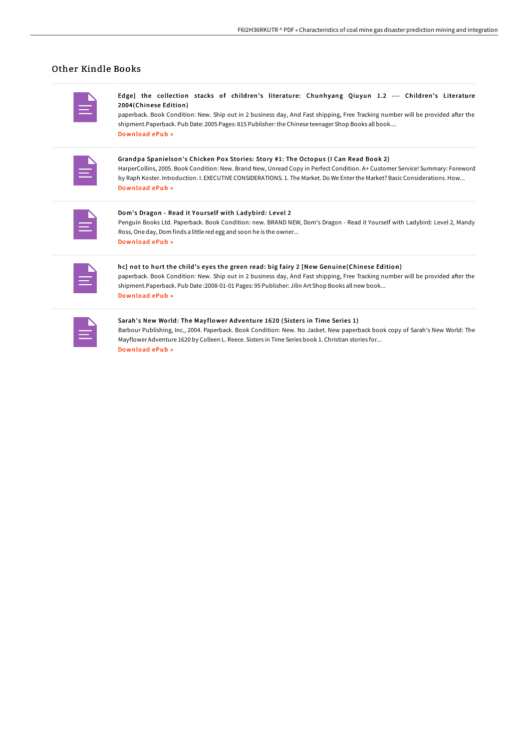## Other Kindle Books

**Edge] the collection stacks of children's literature: Chunhyang Qiuyun 1.2 --- Children's Literature 2004(Chinese Edition)**

paperback. Book Condition: New. Ship out in 2 business day, And Fast shipping, Free Tracking number will be provided after the shipment.Paperback. Pub Date: 2005 Pages: 815 Publisher: the Chinese teenager Shop Books all book....

Download ePub »

**Grandpa Spanielson's Chicken Pox Stories: Story #1: The Octopus (I Can Read Book 2)**

HarperCollins, 2005. Book Condition: New. Brand New, Unread Copy in Perfect Condition. A+ Customer Service! Summary: Foreword by Raph Koster. Introduction. I. EXECUTIVE CONSIDERATIONS. 1. The Market. Do We Enter the Market? Basic Considerations. How...

Download ePub »

**Dom's Dragon - Read it Yourself with Ladybird: Level 2**

Penguin Books Ltd. Paperback. Book Condition: new. BRAND NEW, Dom's Dragon - Read it Yourself with Ladybird: Level 2, Mandy Ross, One day, Dom finds a little red egg and soon he is the owner...

Download ePub »

**hc] not to hurt the child's eyes the green read: big fairy 2 [New Genuine(Chinese Edition)**

paperback. Book Condition: New. Ship out in 2 business day, And Fast shipping, Free Tracking number will be provided after the shipment.Paperback. Pub Date :2008-01-01 Pages: 95 Publisher: Jilin Art Shop Books all new book...

Download ePub »

**Sarah's New World: The Mayflower Adventure 1620 (Sisters in Time Series 1)**

Barbour Publishing, Inc., 2004. Paperback. Book Condition: New. No Jacket. New paperback book copy of Sarah's New World: The Mayflower Adventure 1620 by Colleen L. Reece. Sisters in Time Series book 1. Christian stories for...

Download ePub »